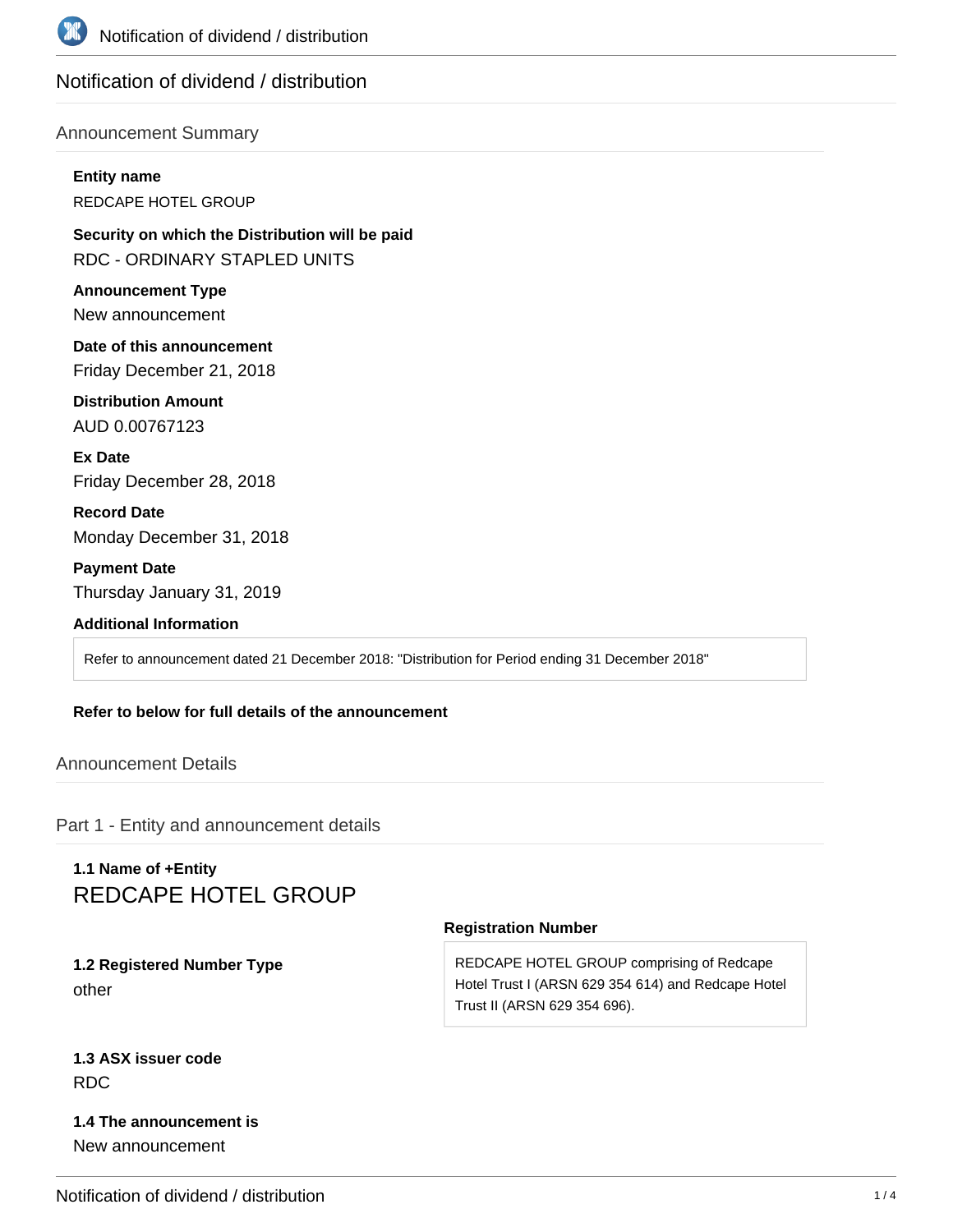# Notification of dividend / distribution

## Announcement Summary

**Entity name**

REDCAPE HOTEL GROUP

**Security on which the Distribution will be paid**

RDC - ORDINARY STAPLED UNITS

**Announcement Type**

New announcement

**Date of this announcement**

Friday December 21, 2018

**Distribution Amount**

AUD 0.00767123

**Ex Date**

Friday December 28, 2018

**Record Date**

Monday December 31, 2018

**Payment Date**

Thursday January 31, 2019

**Additional Information**

Refer to announcement dated 21 December 2018: "Distribution for Period ending 31 December 2018"

**Refer to below for full details of the announcement**

## Announcement Details

## Part 1 - Entity and announcement details

**1.1 Name of +Entity**

REDCAPE HOTEL GROUP

**1.2 Registered Number Type**

other

**Registration Number**

REDCAPE HOTEL GROUP comprising of Redcape Hotel Trust I (ARSN 629 354 614) and Redcape Hotel Trust II (ARSN 629 354 696).

**1.3 ASX issuer code**

RDC

**1.4 The announcement is**

New announcement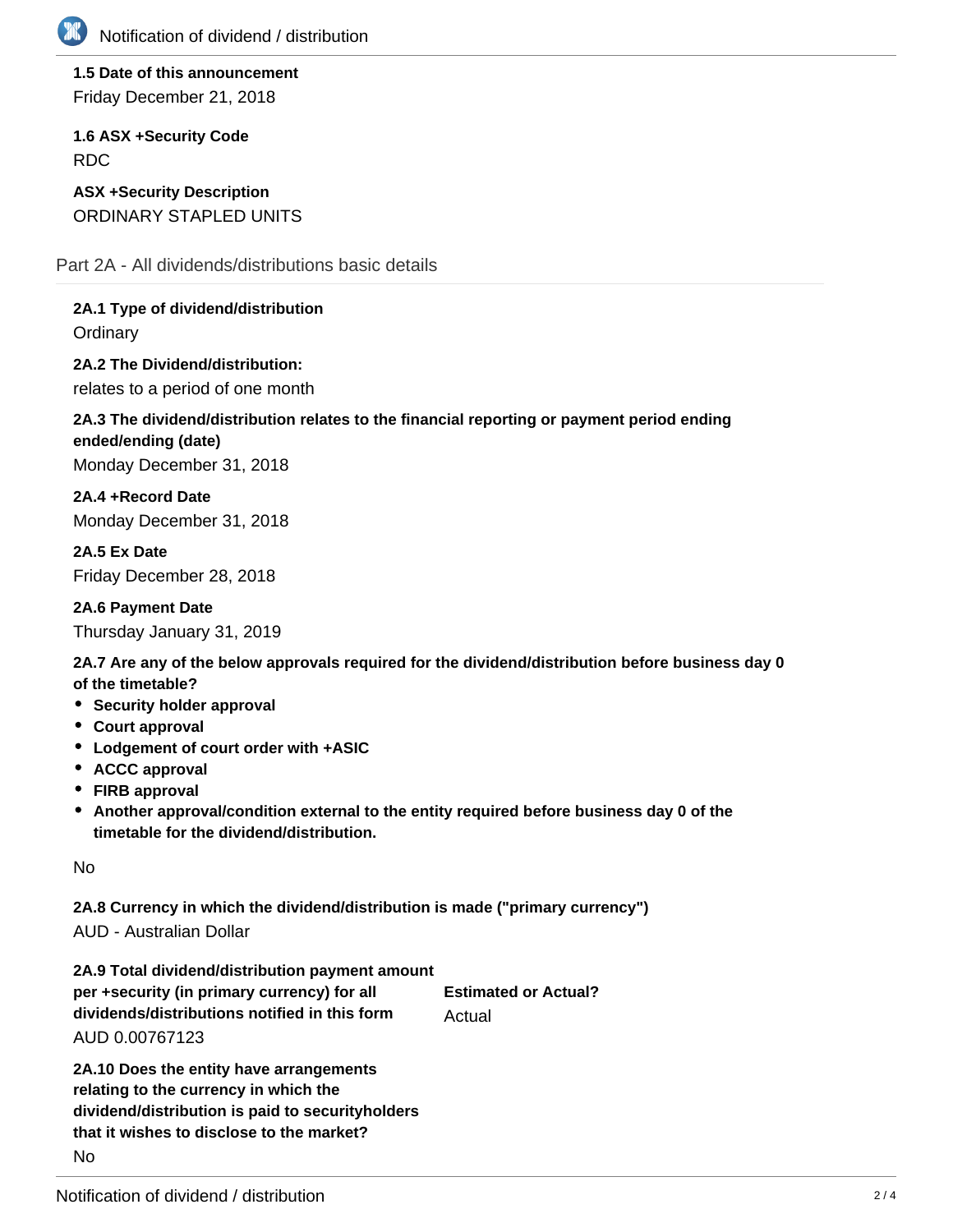**1.5 Date of this announcement**

Friday December 21, 2018

**1.6 ASX +Security Code**

RDC

**ASX +Security Description**

ORDINARY STAPLED UNITS

## Part 2A - All dividends/distributions basic details

**2A.1 Type of dividend/distribution**

Ordinary

**2A.2 The Dividend/distribution:**

relates to a period of one month

**2A.3 The dividend/distribution relates to the financial reporting or payment period ending ended/ending (date)**

Monday December 31, 2018

**2A.4 +Record Date**

Monday December 31, 2018

**2A.5 Ex Date**

Friday December 28, 2018

**2A.6 Payment Date**

Thursday January 31, 2019

**2A.7 Are any of the below approvals required for the dividend/distribution before business day 0 of the timetable?**

- **Security holder approval**
- **Court approval**
- **Lodgement of court order with +ASIC**
- **ACCC approval**
- **FIRB approval**
- **Another approval/condition external to the entity required before business day 0 of the timetable for the dividend/distribution.**

No

**2A.8 Currency in which the dividend/distribution is made ("primary currency")**

AUD - Australian Dollar

**2A.9 Total dividend/distribution payment amount per +security (in primary currency) for all dividends/distributions notified in this form**

AUD 0.00767123

**Estimated or Actual?**

Actual

**2A.10 Does the entity have arrangements relating to the currency in which the dividend/distribution is paid to securityholders that it wishes to disclose to the market?**

No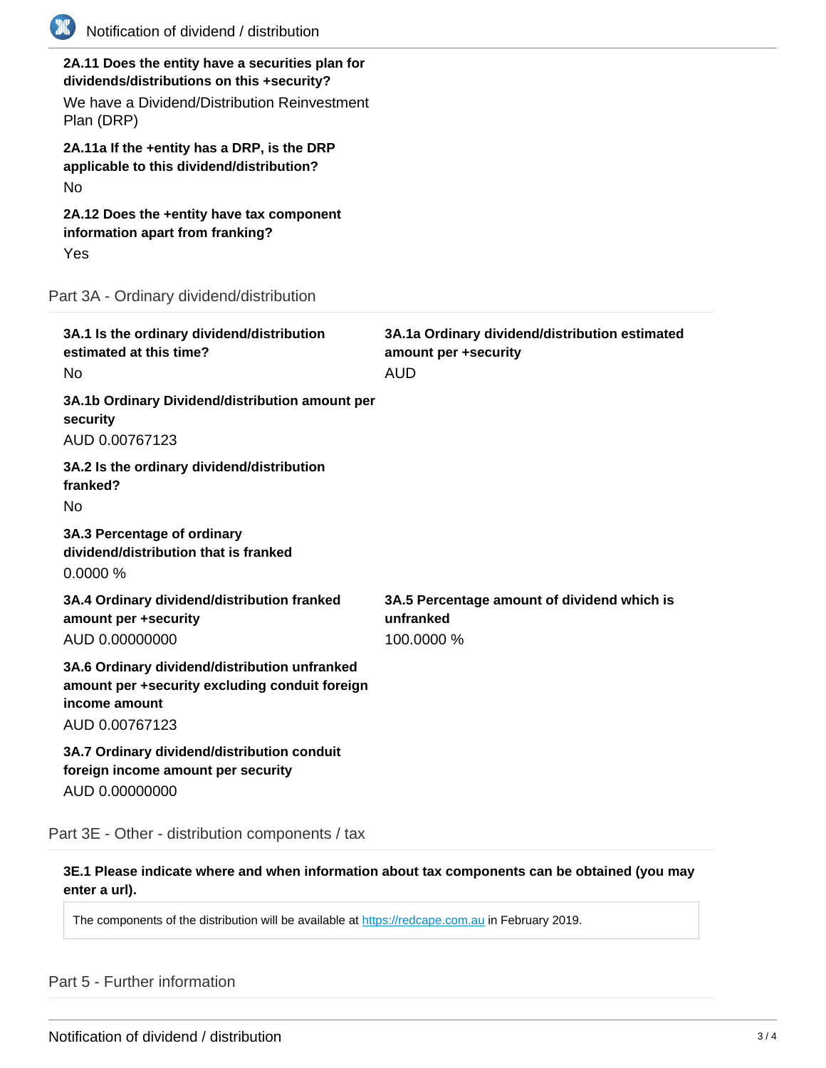**2A.11 Does the entity have a securities plan for dividends/distributions on this +security?**

We have a Dividend/Distribution Reinvestment Plan (DRP)

**2A.11a If the +entity has a DRP, is the DRP applicable to this dividend/distribution?**

No

**2A.12 Does the +entity have tax component information apart from franking?**

Yes

## Part 3A - Ordinary dividend/distribution

**3A.1 Is the ordinary dividend/distribution estimated at this time?**

No

**3A.1a Ordinary dividend/distribution estimated amount per +security**

AUD

**3A.1b Ordinary Dividend/distribution amount per security**

AUD 0.00767123

**3A.2 Is the ordinary dividend/distribution franked?**

No

**3A.3 Percentage of ordinary dividend/distribution that is franked**

0.0000 %

**3A.4 Ordinary dividend/distribution franked amount per +security**

AUD 0.00000000

**3A.5 Percentage amount of dividend which is unfranked**

100.0000 %

**3A.6 Ordinary dividend/distribution unfranked amount per +security excluding conduit foreign income amount**

AUD 0.00767123

**3A.7 Ordinary dividend/distribution conduit foreign income amount per security**

AUD 0.00000000

## Part 3E - Other - distribution components / tax

**3E.1 Please indicate where and when information about tax components can be obtained (you may enter a url).**

The components of the distribution will be available at https://redcape.com.au in February 2019.

## Part 5 - Further information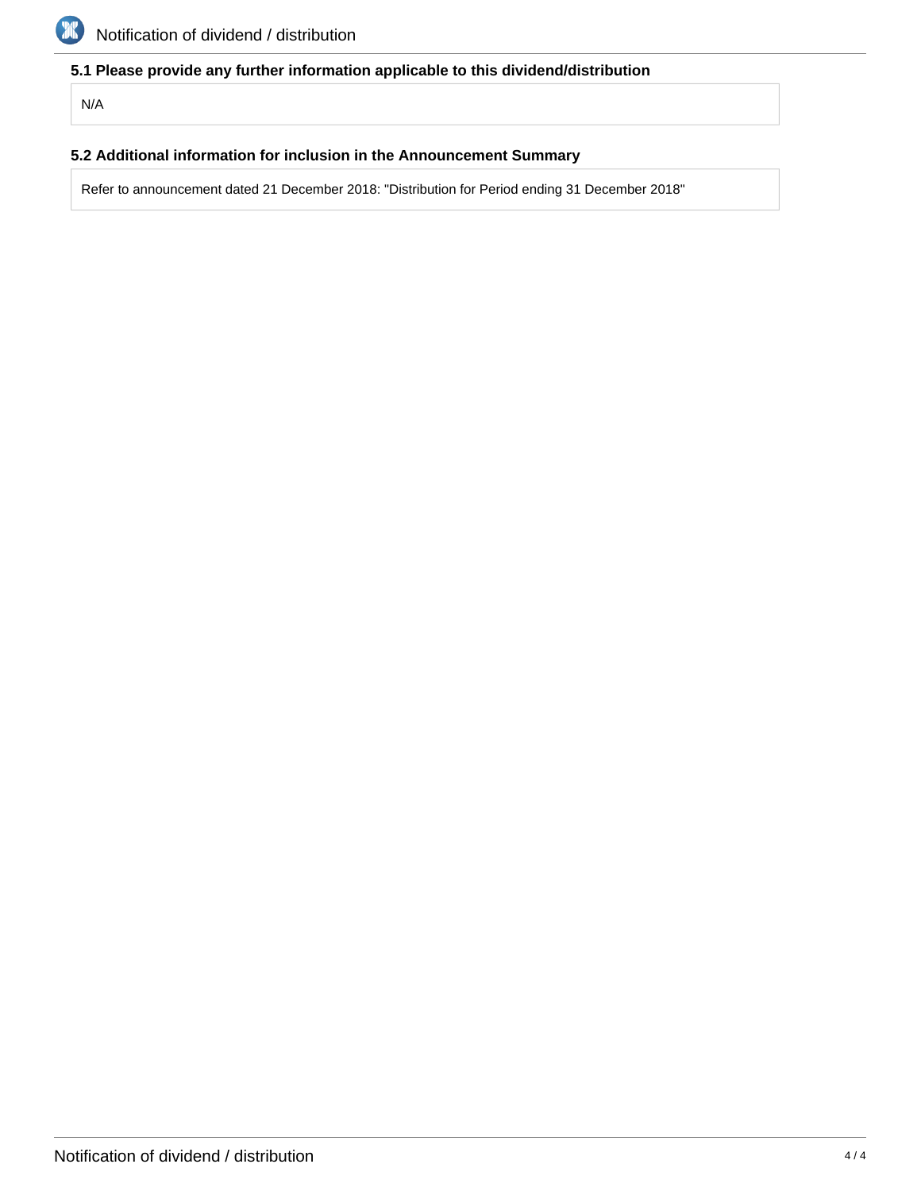### 5.1 Please provide any further information applicable to this dividend/distribution

N/A

### 5.2 Additional information for inclusion in the Announcement Summary

Refer to announcement dated 21 December 2018: "Distribution for Period ending 31 December 2018"